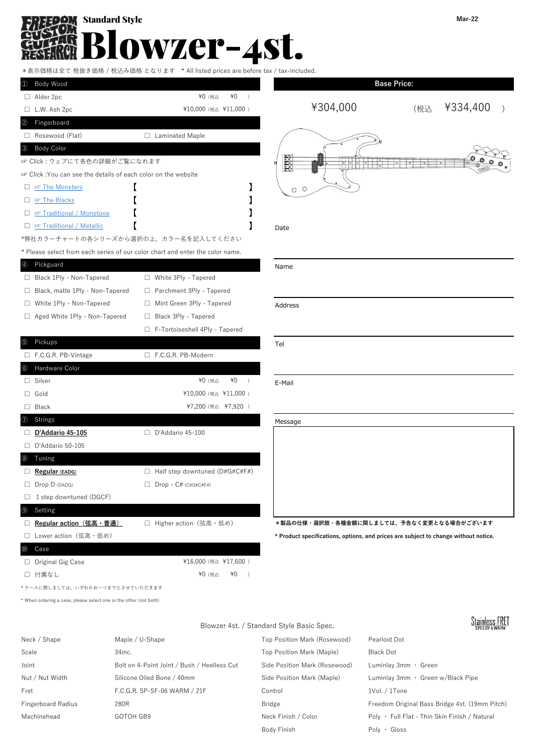# Blowzer-4st.

Standard Style

Mar-22

＊表示価格は全て 税抜き価格 / 税込み価格 となります　* All listed prices are before tax / tax-included.

**Base Price:**

¥304,000　（税込　¥334,400　）

## ① Body Wood

- ☐ Alder 2pc　¥0（税込　¥0　）
- ☐ L.W. Ash 2pc　¥10,000（税込　¥11,000）

## ② Fingerboard

- ☐ Rosewood (Flat)
- ☐ Laminated Maple

## ③ Body Color

☞ Click：ウェブにて各色の詳細がご覧になれます

☞ Click :You can see the details of each color on the website

- ☐ ☞ The Monsters　【　　　　】
- ☐ ☞ The Blacks　【　　　　】
- ☐ ☞ Traditional / Monotone　【　　　　】
- ☐ ☞ Traditional / Metallic　【　　　　】

*弊社カラーチャートの各シリーズから選択の上、カラー名を記入してください

* Please select from each series of our color chart and enter the color name.

## ④ Pickguard

- ☐ Black 1Ply - Non-Tapered
- ☐ Black, matte 1Ply - Non-Tapered
- ☐ White 1Ply - Non-Tapered
- ☐ Aged White 1Ply - Non-Tapered
- ☐ White 3Ply - Tapered
- ☐ Parchment 3Ply - Tapered
- ☐ Mint Green 3Ply - Tapered
- ☐ Black 3Ply - Tapered
- ☐ F-Tortoiseshell 4Ply - Tapered

## ⑤ Pickups

- ☐ F.C.G.R. PB-Vintage
- ☐ F.C.G.R. PB-Modern

## ⑥ Hardware Color

- ☐ Silver　¥0（税込　¥0　）
- ☐ Gold　¥10,000（税込　¥11,000）
- ☐ Black　¥7,200（税込　¥7,920）

## ⑦ Strings

- ☐ **D'Addario 45-105**
- ☐ D'Addario 50-105
- ☐ D'Addario 45-100

## ⑧ Tuning

- ☐ **Regular** (EADG)
- ☐ Drop D (DADG)
- ☐ 1 step downtuned (DGCF)
- ☐ Half step downtuned (D#G#C#F#)
- ☐ Drop - C# (C#G#C#F#)

## ⑨ Setting

- ☐ **Regular action（弦高・普通）**
- ☐ Lower action（弦高・低め）
- ☐ Higher action（弦高・低め）

## ⑩ Case

- ☐ Original Gig Case　¥16,000（税込　¥17,600）
- ☐ 付属なし　¥0（税込　¥0　）

* ケースに関しましては、いずれかお一つまでとさせていただきます

* When ordering a case, please select one or the other (not both)

Date

Name

Address

Tel

E-Mail

Message

**＊製品の仕様・選択肢・各種金額に関しましては、予告なく変更となる場合がございます**

**\* Product specifications, options, and prices are subject to change without notice.**

## Blowzer 4st. / Standard Style Basic Spec.

Stainless FRET SPEEDY & WARM

| | | | |
|---|---|---|---|
| Neck / Shape | Maple / U-Shape | Top Position Mark (Rosewood) | Pearloid Dot |
| Scale | 34inc. | Top Position Mark (Maple) | Black Dot |
| Joint | Bolt on 4-Point Joint / Bush / Heelless Cut | Side Position Mark (Rosewood) | Luminlay 3mm ・ Green |
| Nut / Nut Width | Silicone Oiled Bone / 40mm | Side Position Mark (Maple) | Luminlay 3mm ・ Green w/Black Pipe |
| Fret | F.C.G.R. SP-SF-06 WARM / 21F | Control | 1Vol. / 1Tone |
| Fingerboard Radius | 280R | Bridge | Freedom Original Bass Bridge 4st. (19mm Pitch) |
| Machinehead | GOTOH GB9 | Neck Finish / Color | Poly ・ Full Flat - Thin Skin Finish / Natural |
| | | Body Finish | Poly ・ Gloss |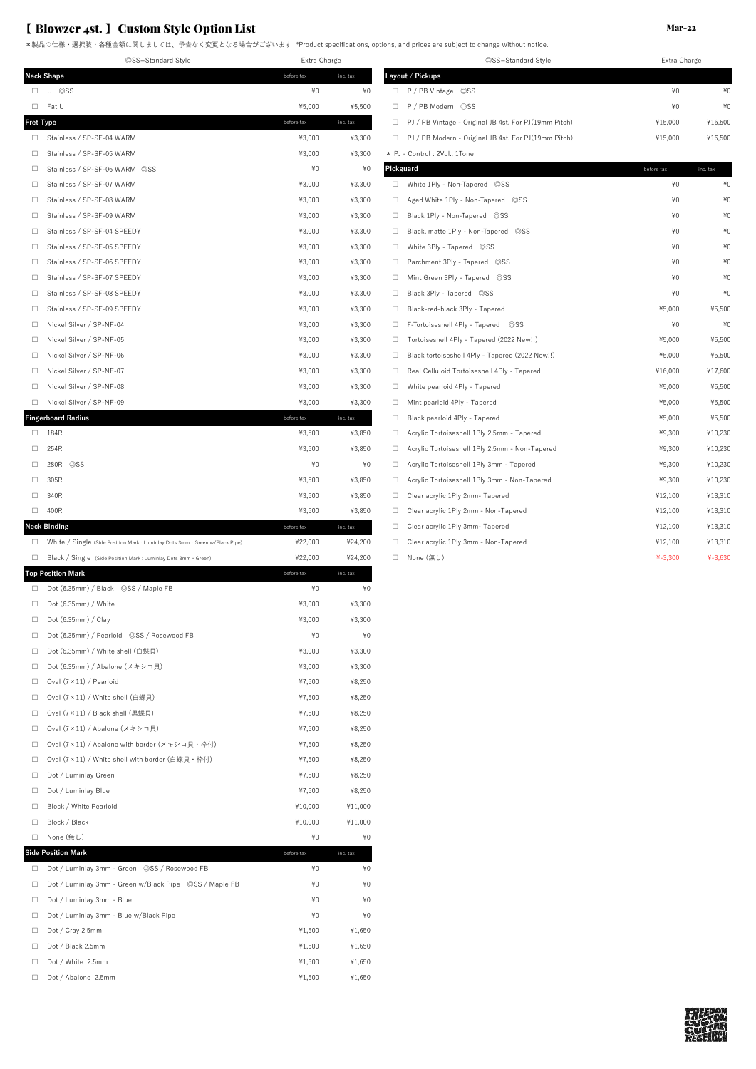# 【 Blowzer 4st. 】 Custom Style Option List

Mar-22

＊製品の仕様・選択肢・各種金額に関しましては、予告なく変更となる場合がございます *Product specifications, options, and prices are subject to change without notice.

| ◎SS=Standard Style | Extra Charge | |
|---|---|---|
| **Neck Shape** | before tax | inc. tax |
| □ U ◎SS | ¥0 | ¥0 |
| □ Fat U | ¥5,000 | ¥5,500 |
| **Fret Type** | before tax | inc. tax |
| □ Stainless / SP-SF-04 WARM | ¥3,000 | ¥3,300 |
| □ Stainless / SP-SF-05 WARM | ¥3,000 | ¥3,300 |
| □ Stainless / SP-SF-06 WARM ◎SS | ¥0 | ¥0 |
| □ Stainless / SP-SF-07 WARM | ¥3,000 | ¥3,300 |
| □ Stainless / SP-SF-08 WARM | ¥3,000 | ¥3,300 |
| □ Stainless / SP-SF-09 WARM | ¥3,000 | ¥3,300 |
| □ Stainless / SP-SF-04 SPEEDY | ¥3,000 | ¥3,300 |
| □ Stainless / SP-SF-05 SPEEDY | ¥3,000 | ¥3,300 |
| □ Stainless / SP-SF-06 SPEEDY | ¥3,000 | ¥3,300 |
| □ Stainless / SP-SF-07 SPEEDY | ¥3,000 | ¥3,300 |
| □ Stainless / SP-SF-08 SPEEDY | ¥3,000 | ¥3,300 |
| □ Stainless / SP-SF-09 SPEEDY | ¥3,000 | ¥3,300 |
| □ Nickel Silver / SP-NF-04 | ¥3,000 | ¥3,300 |
| □ Nickel Silver / SP-NF-05 | ¥3,000 | ¥3,300 |
| □ Nickel Silver / SP-NF-06 | ¥3,000 | ¥3,300 |
| □ Nickel Silver / SP-NF-07 | ¥3,000 | ¥3,300 |
| □ Nickel Silver / SP-NF-08 | ¥3,000 | ¥3,300 |
| □ Nickel Silver / SP-NF-09 | ¥3,000 | ¥3,300 |
| **Fingerboard Radius** | before tax | inc. tax |
| □ 184R | ¥3,500 | ¥3,850 |
| □ 254R | ¥3,500 | ¥3,850 |
| □ 280R ◎SS | ¥0 | ¥0 |
| □ 305R | ¥3,500 | ¥3,850 |
| □ 340R | ¥3,500 | ¥3,850 |
| □ 400R | ¥3,500 | ¥3,850 |
| **Neck Binding** | before tax | inc. tax |
| □ White / Single (Side Position Mark : Luminlay Dots 3mm・Green w/Black Pipe) | ¥22,000 | ¥24,200 |
| □ Black / Single (Side Position Mark : Luminlay Dots 3mm・Green) | ¥22,000 | ¥24,200 |
| **Top Position Mark** | before tax | inc. tax |
| □ Dot (6.35mm) / Black ◎SS / Maple FB | ¥0 | ¥0 |
| □ Dot (6.35mm) / White | ¥3,000 | ¥3,300 |
| □ Dot (6.35mm) / Clay | ¥3,000 | ¥3,300 |
| □ Dot (6.35mm) / Pearloid ◎SS / Rosewood FB | ¥0 | ¥0 |
| □ Dot (6.35mm) / White shell (白蝶貝) | ¥3,000 | ¥3,300 |
| □ Dot (6.35mm) / Abalone (メキシコ貝) | ¥3,000 | ¥3,300 |
| □ Oval (7×11) / Pearloid | ¥7,500 | ¥8,250 |
| □ Oval (7×11) / White shell (白蝶貝) | ¥7,500 | ¥8,250 |
| □ Oval (7×11) / Black shell (黒蝶貝) | ¥7,500 | ¥8,250 |
| □ Oval (7×11) / Abalone (メキシコ貝) | ¥7,500 | ¥8,250 |
| □ Oval (7×11) / Abalone with border (メキシコ貝・枠付) | ¥7,500 | ¥8,250 |
| □ Oval (7×11) / White shell with border (白蝶貝・枠付) | ¥7,500 | ¥8,250 |
| □ Dot / Luminlay Green | ¥7,500 | ¥8,250 |
| □ Dot / Luminlay Blue | ¥7,500 | ¥8,250 |
| □ Block / White Pearloid | ¥10,000 | ¥11,000 |
| □ Block / Black | ¥10,000 | ¥11,000 |
| □ None (無し) | ¥0 | ¥0 |
| **Side Position Mark** | before tax | inc. tax |
| □ Dot / Luminlay 3mm - Green ◎SS / Rosewood FB | ¥0 | ¥0 |
| □ Dot / Luminlay 3mm - Green w/Black Pipe ◎SS / Maple FB | ¥0 | ¥0 |
| □ Dot / Luminlay 3mm - Blue | ¥0 | ¥0 |
| □ Dot / Luminlay 3mm - Blue w/Black Pipe | ¥0 | ¥0 |
| □ Dot / Cray 2.5mm | ¥1,500 | ¥1,650 |
| □ Dot / Black 2.5mm | ¥1,500 | ¥1,650 |
| □ Dot / White 2.5mm | ¥1,500 | ¥1,650 |
| □ Dot / Abalone 2.5mm | ¥1,500 | ¥1,650 |

| ◎SS=Standard Style | Extra Charge | |
|---|---|---|
| **Layout / Pickups** | | |
| □ P / PB Vintage ◎SS | ¥0 | ¥0 |
| □ P / PB Modern ◎SS | ¥0 | ¥0 |
| □ PJ / PB Vintage - Original JB 4st. For PJ(19mm Pitch) | ¥15,000 | ¥16,500 |
| □ PJ / PB Modern - Original JB 4st. For PJ(19mm Pitch) | ¥15,000 | ¥16,500 |
| ＊ PJ - Control : 2Vol., 1Tone | | |
| **Pickguard** | before tax | inc. tax |
| □ White 1Ply - Non-Tapered ◎SS | ¥0 | ¥0 |
| □ Aged White 1Ply - Non-Tapered ◎SS | ¥0 | ¥0 |
| □ Black 1Ply - Non-Tapered ◎SS | ¥0 | ¥0 |
| □ Black, matte 1Ply - Non-Tapered ◎SS | ¥0 | ¥0 |
| □ White 3Ply - Tapered ◎SS | ¥0 | ¥0 |
| □ Parchment 3Ply - Tapered ◎SS | ¥0 | ¥0 |
| □ Mint Green 3Ply - Tapered ◎SS | ¥0 | ¥0 |
| □ Black 3Ply - Tapered ◎SS | ¥0 | ¥0 |
| □ Black-red-black 3Ply - Tapered | ¥5,000 | ¥5,500 |
| □ F-Tortoiseshell 4Ply - Tapered ◎SS | ¥0 | ¥0 |
| □ Tortoiseshell 4Ply - Tapered (2022 New!!) | ¥5,000 | ¥5,500 |
| □ Black tortoiseshell 4Ply - Tapered (2022 New!!) | ¥5,000 | ¥5,500 |
| □ Real Celluloid Tortoiseshell 4Ply - Tapered | ¥16,000 | ¥17,600 |
| □ White pearloid 4Ply - Tapered | ¥5,000 | ¥5,500 |
| □ Mint pearloid 4Ply - Tapered | ¥5,000 | ¥5,500 |
| □ Black pearloid 4Ply - Tapered | ¥5,000 | ¥5,500 |
| □ Acrylic Tortoiseshell 1Ply 2.5mm - Tapered | ¥9,300 | ¥10,230 |
| □ Acrylic Tortoiseshell 1Ply 2.5mm - Non-Tapered | ¥9,300 | ¥10,230 |
| □ Acrylic Tortoiseshell 1Ply 3mm - Tapered | ¥9,300 | ¥10,230 |
| □ Acrylic Tortoiseshell 1Ply 3mm - Non-Tapered | ¥9,300 | ¥10,230 |
| □ Clear acrylic 1Ply 2mm- Tapered | ¥12,100 | ¥13,310 |
| □ Clear acrylic 1Ply 2mm - Non-Tapered | ¥12,100 | ¥13,310 |
| □ Clear acrylic 1Ply 3mm- Tapered | ¥12,100 | ¥13,310 |
| □ Clear acrylic 1Ply 3mm - Non-Tapered | ¥12,100 | ¥13,310 |
| □ None (無し) | ¥-3,300 | ¥-3,630 |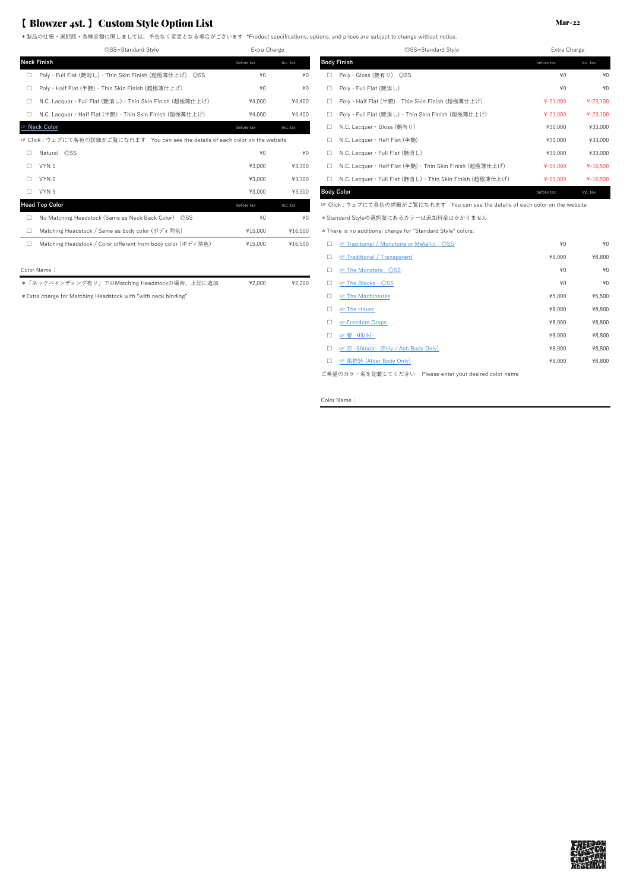# 【 Blowzer 4st. 】 Custom Style Option List

Mar-22

＊製品の仕様・選択肢・各種金額に関しましては、予告なく変更となる場合がございます *Product specifications, options, and prices are subject to change without notice.

◎SS=Standard Style

| Neck Finish | Extra Charge before tax | inc. tax |
|---|---|---|
| □ Poly・Full Flat (艶消し) - Thin Skin Finish (超極薄仕上げ) ◎SS | ¥0 | ¥0 |
| □ Poly・Half Flat (半艶) - Thin Skin Finish (超極薄仕上げ) | ¥0 | ¥0 |
| □ N.C. Lacquer・Full Flat (艶消し) - Thin Skin Finish (超極薄仕上げ) | ¥4,000 | ¥4,400 |
| □ N.C. Lacquer・Half Flat (半艶) - Thin Skin Finish (超極薄仕上げ) | ¥4,000 | ¥4,400 |

| ☞ Neck Color | before tax | inc. tax |
|---|---|---|
| ☞ Click：ウェブにて各色の詳細がご覧になれます　You can see the details of each color on the website | | |
| □ Natural ◎SS | ¥0 | ¥0 |
| □ VYN 1 | ¥3,000 | ¥3,300 |
| □ VYN 2 | ¥3,000 | ¥3,300 |
| □ VYN 3 | ¥3,000 | ¥3,300 |

| Head Top Color | before tax | inc. tax |
|---|---|---|
| □ No Matching Headstock (Same as Neck Back Color) ◎SS | ¥0 | ¥0 |
| □ Matching Headstock / Same as body color (ボディ同色) | ¥15,000 | ¥16,500 |
| □ Matching Headstock / Color different from body color (ボディ別色) | ¥15,000 | ¥16,500 |

Color Name：

| | | |
|---|---|---|
| ＊「ネックバインディング有り」でのMatching Headstockの場合、上記に追加 | ¥2,000 | ¥2,200 |

＊Extra charge for Matching Headstock with "with neck binding"

◎SS=Standard Style

| Body Finish | Extra Charge before tax | inc. tax |
|---|---|---|
| □ Poly・Gloss (艶有り) ◎SS | ¥0 | ¥0 |
| □ Poly・Full Flat (艶消し) | ¥0 | ¥0 |
| □ Poly・Half Flat (半艶) - Thin Skin Finish (超極薄仕上げ) | ¥-21,000 | ¥-23,100 |
| □ Poly・Full Flat (艶消し) - Thin Skin Finish (超極薄仕上げ) | ¥-21,000 | ¥-23,100 |
| □ N.C. Lacquer・Gloss (艶有り) | ¥30,000 | ¥33,000 |
| □ N.C. Lacquer・Half Flat (半艶) | ¥30,000 | ¥33,000 |
| □ N.C. Lacquer・Full Flat (艶消し) | ¥30,000 | ¥33,000 |
| □ N.C. Lacquer・Half Flat (半艶)・Thin Skin Finish (超極薄仕上げ) | ¥-15,000 | ¥-16,500 |
| □ N.C. Lacquer・Full Flat (艶消し)・Thin Skin Finish (超極薄仕上げ) | ¥-15,000 | ¥-16,500 |

| Body Color | before tax | inc. tax |
|---|---|---|
| ☞ Click：ウェブにて各色の詳細がご覧になれます　You can see the details of each color on the website | | |
| ＊Standard Styleの選択肢にあるカラーは追加料金はかかりません | | |
| ＊There is no additional charge for "Standard Style" colors. | | |
| □ ☞ Traditional / Monotone or Metallic ◎SS | ¥0 | ¥0 |
| □ ☞ Traditional / Transparent | ¥8,000 | ¥8,800 |
| □ ☞ The Monsters ◎SS | ¥0 | ¥0 |
| □ ☞ The Blacks ◎SS | ¥0 | ¥0 |
| □ ☞ The Machineries | ¥5,000 | ¥5,500 |
| □ ☞ The Hours | ¥8,000 | ¥8,800 |
| □ ☞ Freedom Drops | ¥8,000 | ¥8,800 |
| □ ☞ 響 -Hibiki- | ¥8,000 | ¥8,800 |
| □ ☞ 忍 -Shinobi- (Poly / Ash Body Only) | ¥8,000 | ¥8,800 |
| □ ☞ 風物詩 (Alder Body Only) | ¥8,000 | ¥8,800 |

ご希望のカラー名を記載してください　Please enter your desired color name

Color Name：

FREEDOM CUSTOM GUITAR RESEARCH